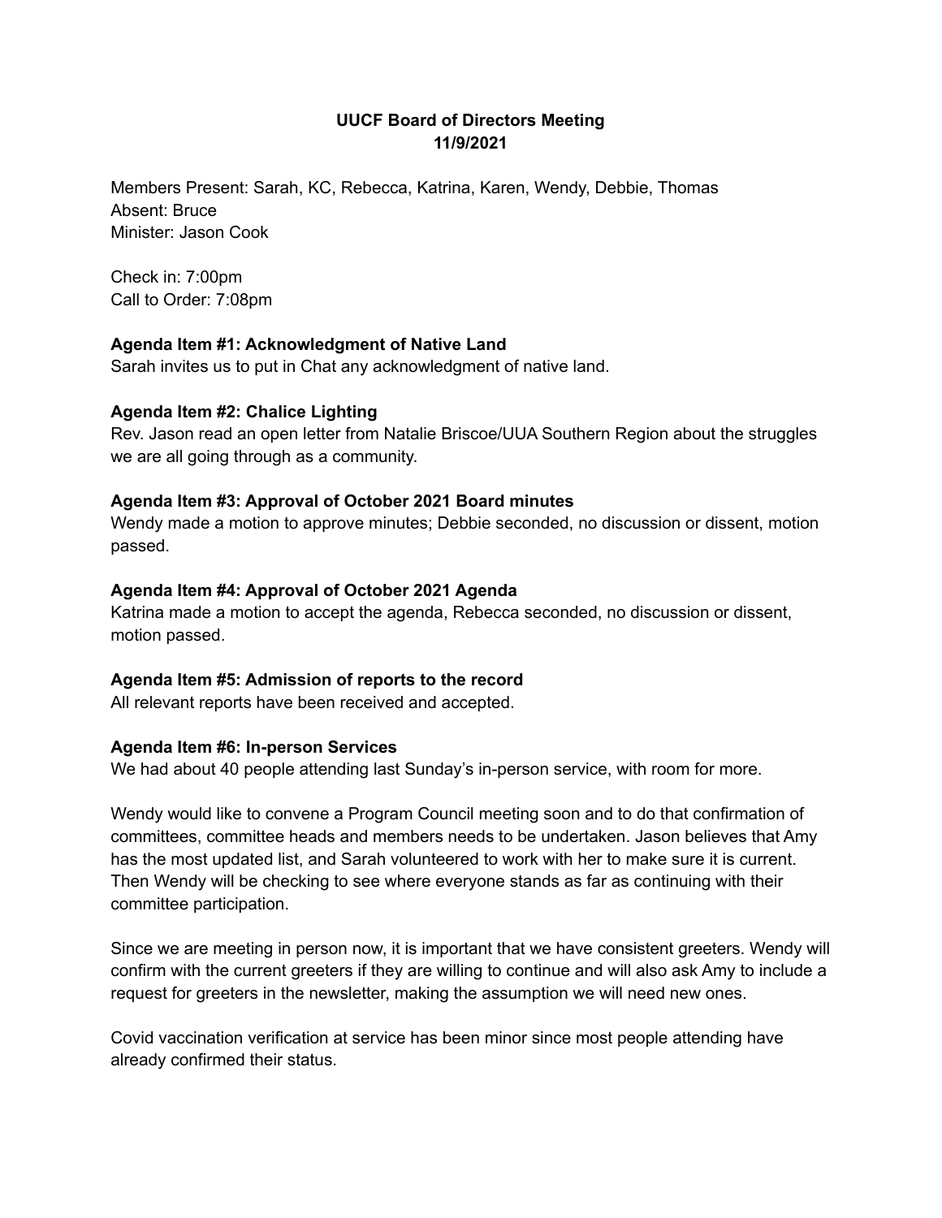# UUCF Board of Directors Meeting
# 11/9/2021

Members Present: Sarah, KC, Rebecca, Katrina, Karen, Wendy, Debbie, Thomas
Absent: Bruce
Minister: Jason Cook

Check in: 7:00pm
Call to Order: 7:08pm

**Agenda Item #1: Acknowledgment of Native Land**
Sarah invites us to put in Chat any acknowledgment of native land.

**Agenda Item #2: Chalice Lighting**
Rev. Jason read an open letter from Natalie Briscoe/UUA Southern Region about the struggles we are all going through as a community.

**Agenda Item #3: Approval of October 2021 Board minutes**
Wendy made a motion to approve minutes; Debbie seconded, no discussion or dissent, motion passed.

**Agenda Item #4: Approval of October 2021 Agenda**
Katrina made a motion to accept the agenda, Rebecca seconded, no discussion or dissent, motion passed.

**Agenda Item #5: Admission of reports to the record**
All relevant reports have been received and accepted.

**Agenda Item #6: In-person Services**
We had about 40 people attending last Sunday's in-person service, with room for more.

Wendy would like to convene a Program Council meeting soon and to do that confirmation of committees, committee heads and members needs to be undertaken. Jason believes that Amy has the most updated list, and Sarah volunteered to work with her to make sure it is current. Then Wendy will be checking to see where everyone stands as far as continuing with their committee participation.

Since we are meeting in person now, it is important that we have consistent greeters. Wendy will confirm with the current greeters if they are willing to continue and will also ask Amy to include a request for greeters in the newsletter, making the assumption we will need new ones.

Covid vaccination verification at service has been minor since most people attending have already confirmed their status.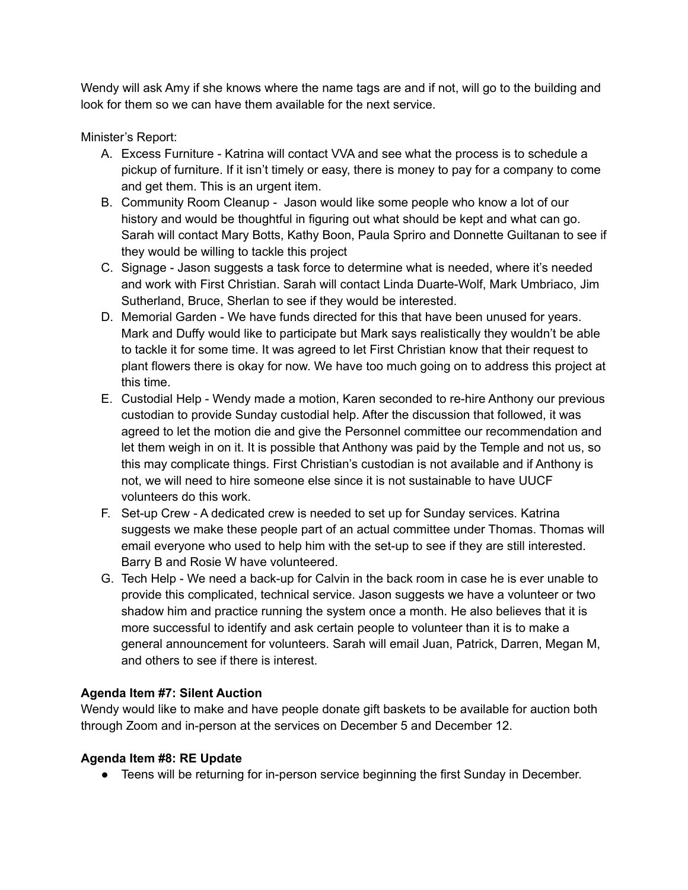Wendy will ask Amy if she knows where the name tags are and if not, will go to the building and look for them so we can have them available for the next service.

Minister's Report:

A. Excess Furniture - Katrina will contact VVA and see what the process is to schedule a pickup of furniture. If it isn't timely or easy, there is money to pay for a company to come and get them. This is an urgent item.
B. Community Room Cleanup - Jason would like some people who know a lot of our history and would be thoughtful in figuring out what should be kept and what can go. Sarah will contact Mary Botts, Kathy Boon, Paula Spriro and Donnette Guiltanan to see if they would be willing to tackle this project
C. Signage - Jason suggests a task force to determine what is needed, where it's needed and work with First Christian. Sarah will contact Linda Duarte-Wolf, Mark Umbriaco, Jim Sutherland, Bruce, Sherlan to see if they would be interested.
D. Memorial Garden - We have funds directed for this that have been unused for years. Mark and Duffy would like to participate but Mark says realistically they wouldn't be able to tackle it for some time. It was agreed to let First Christian know that their request to plant flowers there is okay for now. We have too much going on to address this project at this time.
E. Custodial Help - Wendy made a motion, Karen seconded to re-hire Anthony our previous custodian to provide Sunday custodial help. After the discussion that followed, it was agreed to let the motion die and give the Personnel committee our recommendation and let them weigh in on it. It is possible that Anthony was paid by the Temple and not us, so this may complicate things. First Christian's custodian is not available and if Anthony is not, we will need to hire someone else since it is not sustainable to have UUCF volunteers do this work.
F. Set-up Crew - A dedicated crew is needed to set up for Sunday services. Katrina suggests we make these people part of an actual committee under Thomas. Thomas will email everyone who used to help him with the set-up to see if they are still interested. Barry B and Rosie W have volunteered.
G. Tech Help - We need a back-up for Calvin in the back room in case he is ever unable to provide this complicated, technical service. Jason suggests we have a volunteer or two shadow him and practice running the system once a month. He also believes that it is more successful to identify and ask certain people to volunteer than it is to make a general announcement for volunteers. Sarah will email Juan, Patrick, Darren, Megan M, and others to see if there is interest.

**Agenda Item #7: Silent Auction**

Wendy would like to make and have people donate gift baskets to be available for auction both through Zoom and in-person at the services on December 5 and December 12.

**Agenda Item #8: RE Update**

- Teens will be returning for in-person service beginning the first Sunday in December.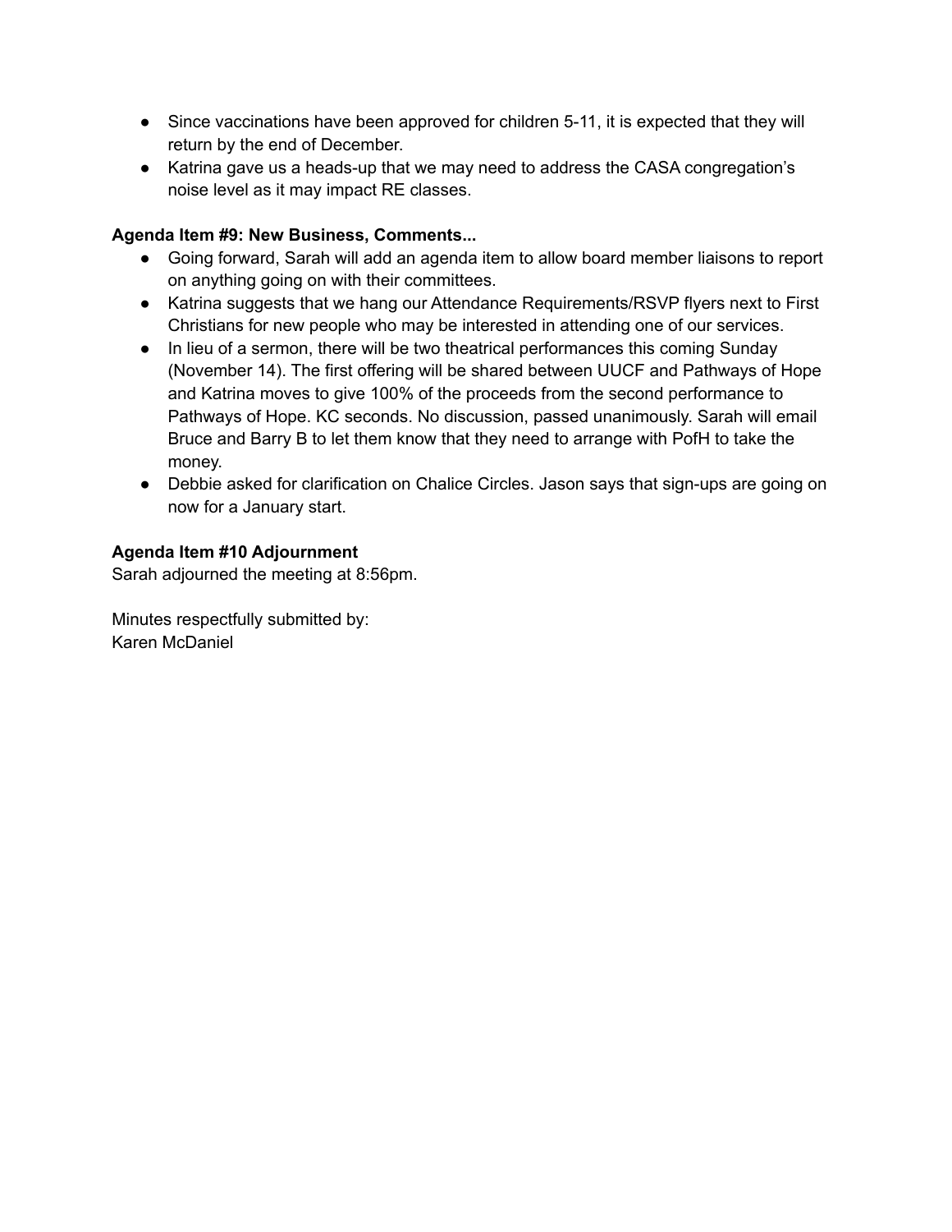- Since vaccinations have been approved for children 5-11, it is expected that they will return by the end of December.
- Katrina gave us a heads-up that we may need to address the CASA congregation's noise level as it may impact RE classes.

**Agenda Item #9: New Business, Comments...**

- Going forward, Sarah will add an agenda item to allow board member liaisons to report on anything going on with their committees.
- Katrina suggests that we hang our Attendance Requirements/RSVP flyers next to First Christians for new people who may be interested in attending one of our services.
- In lieu of a sermon, there will be two theatrical performances this coming Sunday (November 14). The first offering will be shared between UUCF and Pathways of Hope and Katrina moves to give 100% of the proceeds from the second performance to Pathways of Hope. KC seconds. No discussion, passed unanimously. Sarah will email Bruce and Barry B to let them know that they need to arrange with PofH to take the money.
- Debbie asked for clarification on Chalice Circles. Jason says that sign-ups are going on now for a January start.

**Agenda Item #10 Adjournment**

Sarah adjourned the meeting at 8:56pm.

Minutes respectfully submitted by:
Karen McDaniel